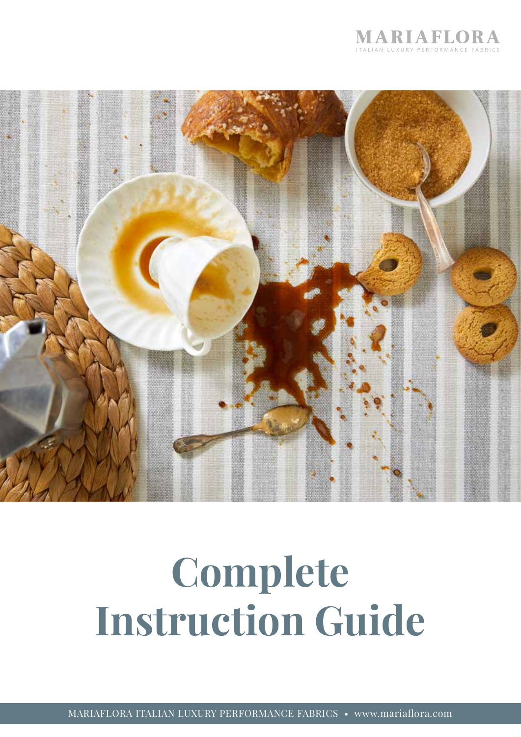MARIAFLORA
ITALIAN LUXURY PERFORMANCE FABRICS

# Complete Instruction Guide

MARIAFLORA ITALIAN LUXURY PERFORMANCE FABRICS • www.mariaflora.com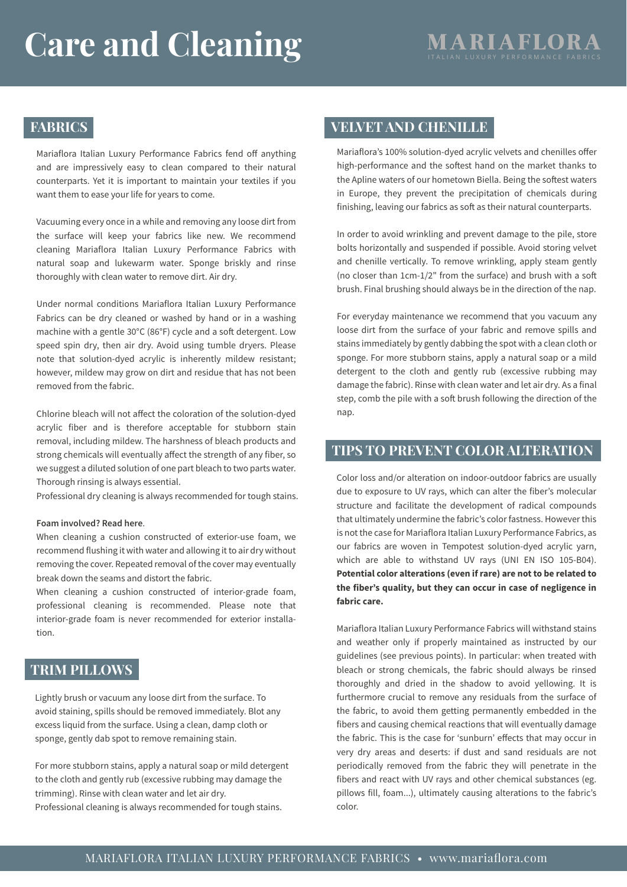# Care and Cleaning

MARIAFLORA
ITALIAN LUXURY PERFORMANCE FABRICS

## FABRICS

Mariaflora Italian Luxury Performance Fabrics fend off anything and are impressively easy to clean compared to their natural counterparts. Yet it is important to maintain your textiles if you want them to ease your life for years to come.

Vacuuming every once in a while and removing any loose dirt from the surface will keep your fabrics like new. We recommend cleaning Mariaflora Italian Luxury Performance Fabrics with natural soap and lukewarm water. Sponge briskly and rinse thoroughly with clean water to remove dirt. Air dry.

Under normal conditions Mariaflora Italian Luxury Performance Fabrics can be dry cleaned or washed by hand or in a washing machine with a gentle 30°C (86°F) cycle and a soft detergent. Low speed spin dry, then air dry. Avoid using tumble dryers. Please note that solution-dyed acrylic is inherently mildew resistant; however, mildew may grow on dirt and residue that has not been removed from the fabric.

Chlorine bleach will not affect the coloration of the solution-dyed acrylic fiber and is therefore acceptable for stubborn stain removal, including mildew. The harshness of bleach products and strong chemicals will eventually affect the strength of any fiber, so we suggest a diluted solution of one part bleach to two parts water. Thorough rinsing is always essential.
Professional dry cleaning is always recommended for tough stains.

**Foam involved? Read here**.
When cleaning a cushion constructed of exterior-use foam, we recommend flushing it with water and allowing it to air dry without removing the cover. Repeated removal of the cover may eventually break down the seams and distort the fabric.
When cleaning a cushion constructed of interior-grade foam, professional cleaning is recommended. Please note that interior-grade foam is never recommended for exterior installation.

## TRIM PILLOWS

Lightly brush or vacuum any loose dirt from the surface. To avoid staining, spills should be removed immediately. Blot any excess liquid from the surface. Using a clean, damp cloth or sponge, gently dab spot to remove remaining stain.

For more stubborn stains, apply a natural soap or mild detergent to the cloth and gently rub (excessive rubbing may damage the trimming). Rinse with clean water and let air dry.
Professional cleaning is always recommended for tough stains.

## VELVET AND CHENILLE

Mariaflora's 100% solution-dyed acrylic velvets and chenilles offer high-performance and the softest hand on the market thanks to the Apline waters of our hometown Biella. Being the softest waters in Europe, they prevent the precipitation of chemicals during finishing, leaving our fabrics as soft as their natural counterparts.

In order to avoid wrinkling and prevent damage to the pile, store bolts horizontally and suspended if possible. Avoid storing velvet and chenille vertically. To remove wrinkling, apply steam gently (no closer than 1cm-1/2" from the surface) and brush with a soft brush. Final brushing should always be in the direction of the nap.

For everyday maintenance we recommend that you vacuum any loose dirt from the surface of your fabric and remove spills and stains immediately by gently dabbing the spot with a clean cloth or sponge. For more stubborn stains, apply a natural soap or a mild detergent to the cloth and gently rub (excessive rubbing may damage the fabric). Rinse with clean water and let air dry. As a final step, comb the pile with a soft brush following the direction of the nap.

## TIPS TO PREVENT COLOR ALTERATION

Color loss and/or alteration on indoor-outdoor fabrics are usually due to exposure to UV rays, which can alter the fiber's molecular structure and facilitate the development of radical compounds that ultimately undermine the fabric's color fastness. However this is not the case for Mariaflora Italian Luxury Performance Fabrics, as our fabrics are woven in Tempotest solution-dyed acrylic yarn, which are able to withstand UV rays (UNI EN ISO 105-B04). **Potential color alterations (even if rare) are not to be related to the fiber's quality, but they can occur in case of negligence in fabric care.**

Mariaflora Italian Luxury Performance Fabrics will withstand stains and weather only if properly maintained as instructed by our guidelines (see previous points). In particular: when treated with bleach or strong chemicals, the fabric should always be rinsed thoroughly and dried in the shadow to avoid yellowing. It is furthermore crucial to remove any residuals from the surface of the fabric, to avoid them getting permanently embedded in the fibers and causing chemical reactions that will eventually damage the fabric. This is the case for 'sunburn' effects that may occur in very dry areas and deserts: if dust and sand residuals are not periodically removed from the fabric they will penetrate in the fibers and react with UV rays and other chemical substances (eg. pillows fill, foam...), ultimately causing alterations to the fabric's color.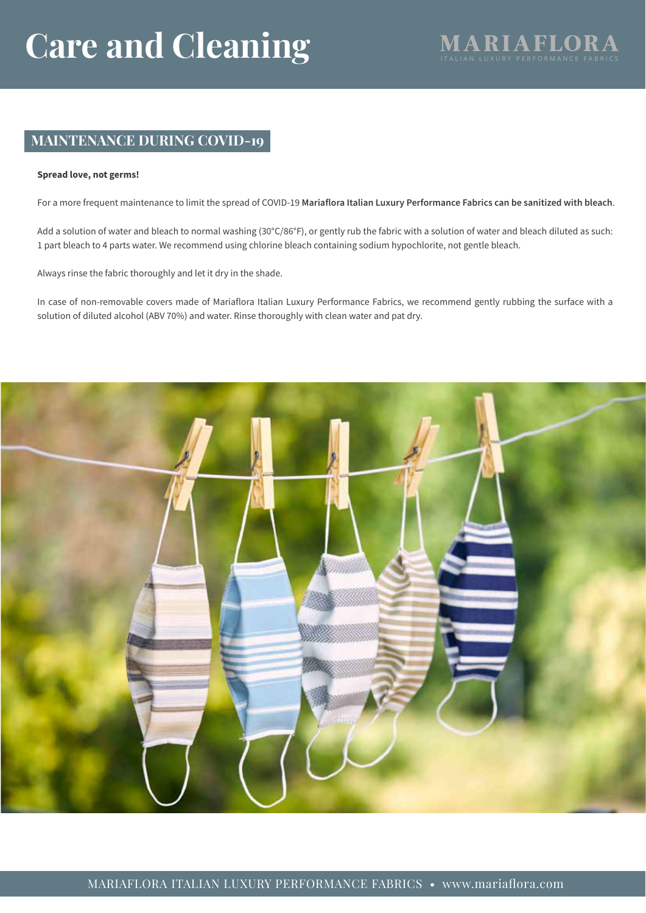# Care and Cleaning

## MAINTENANCE DURING COVID-19

**Spread love, not germs!**

For a more frequent maintenance to limit the spread of COVID-19 **Mariaflora Italian Luxury Performance Fabrics can be sanitized with bleach**.

Add a solution of water and bleach to normal washing (30°C/86°F), or gently rub the fabric with a solution of water and bleach diluted as such: 1 part bleach to 4 parts water. We recommend using chlorine bleach containing sodium hypochlorite, not gentle bleach.

Always rinse the fabric thoroughly and let it dry in the shade.

In case of non-removable covers made of Mariaflora Italian Luxury Performance Fabrics, we recommend gently rubbing the surface with a solution of diluted alcohol (ABV 70%) and water. Rinse thoroughly with clean water and pat dry.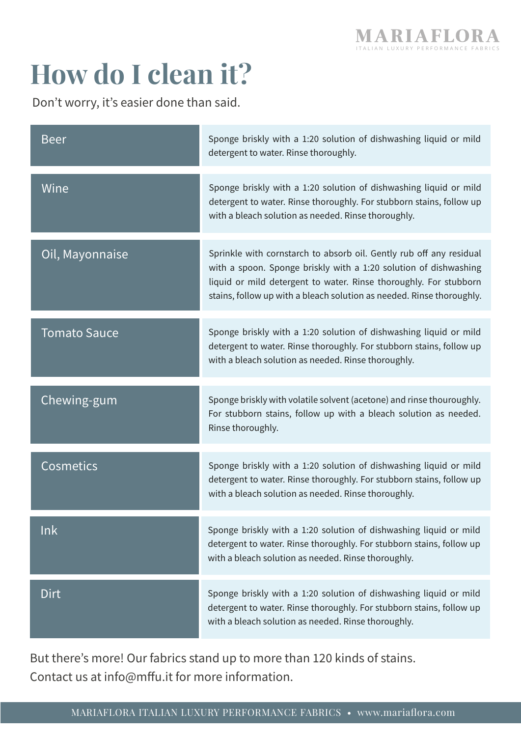# How do I clean it?

Don't worry, it's easier done than said.

| | |
|---|---|
| Beer | Sponge briskly with a 1:20 solution of dishwashing liquid or mild detergent to water. Rinse thoroughly. |
| Wine | Sponge briskly with a 1:20 solution of dishwashing liquid or mild detergent to water. Rinse thoroughly. For stubborn stains, follow up with a bleach solution as needed. Rinse thoroughly. |
| Oil, Mayonnaise | Sprinkle with cornstarch to absorb oil. Gently rub off any residual with a spoon. Sponge briskly with a 1:20 solution of dishwashing liquid or mild detergent to water. Rinse thoroughly. For stubborn stains, follow up with a bleach solution as needed. Rinse thoroughly. |
| Tomato Sauce | Sponge briskly with a 1:20 solution of dishwashing liquid or mild detergent to water. Rinse thoroughly. For stubborn stains, follow up with a bleach solution as needed. Rinse thoroughly. |
| Chewing-gum | Sponge briskly with volatile solvent (acetone) and rinse thouroughly. For stubborn stains, follow up with a bleach solution as needed. Rinse thoroughly. |
| Cosmetics | Sponge briskly with a 1:20 solution of dishwashing liquid or mild detergent to water. Rinse thoroughly. For stubborn stains, follow up with a bleach solution as needed. Rinse thoroughly. |
| Ink | Sponge briskly with a 1:20 solution of dishwashing liquid or mild detergent to water. Rinse thoroughly. For stubborn stains, follow up with a bleach solution as needed. Rinse thoroughly. |
| Dirt | Sponge briskly with a 1:20 solution of dishwashing liquid or mild detergent to water. Rinse thoroughly. For stubborn stains, follow up with a bleach solution as needed. Rinse thoroughly. |

But there's more! Our fabrics stand up to more than 120 kinds of stains.
Contact us at info@mffu.it for more information.